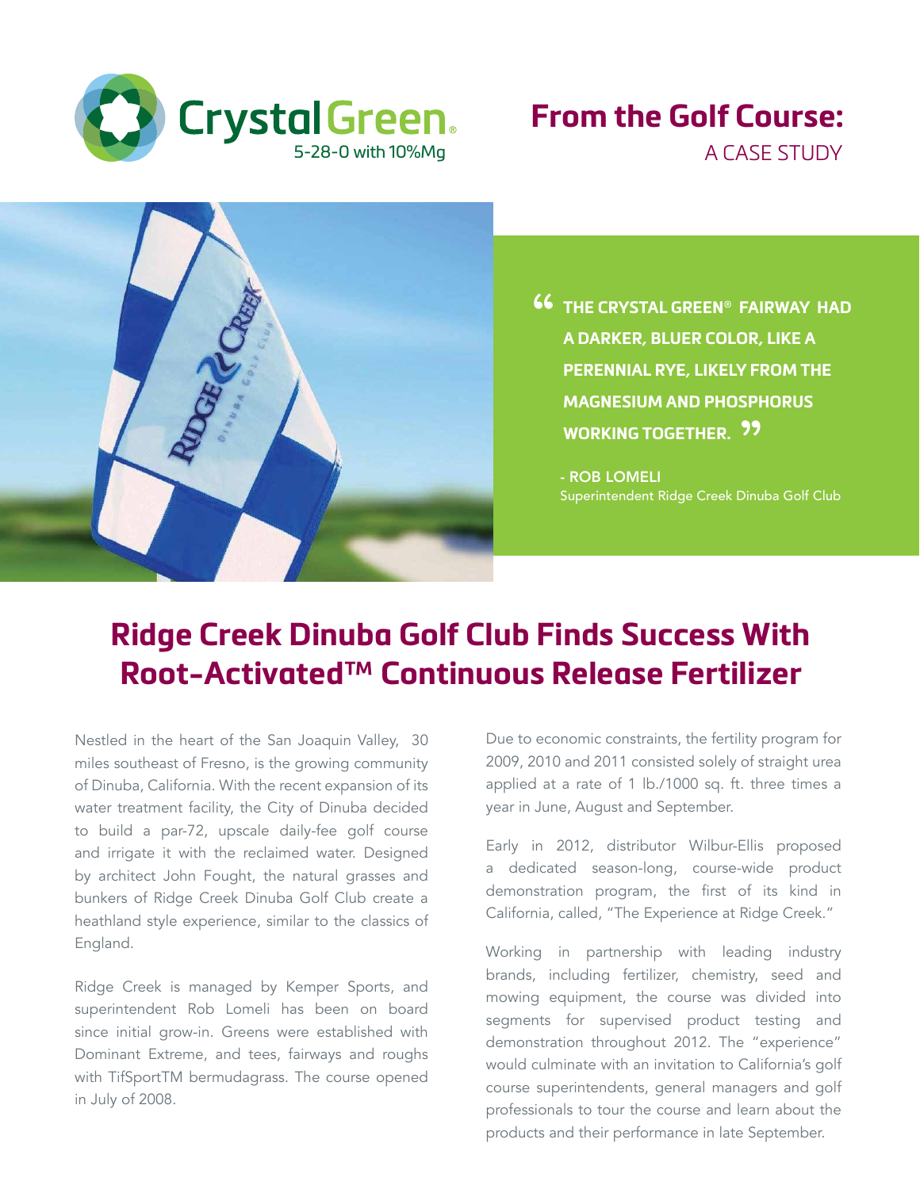CrystalGreen®
5-28-0 with 10%Mg

# From the Golf Course:
A CASE STUDY

> **"THE CRYSTAL GREEN® FAIRWAY HAD A DARKER, BLUER COLOR, LIKE A PERENNIAL RYE, LIKELY FROM THE MAGNESIUM AND PHOSPHORUS WORKING TOGETHER."**
>
> **- ROB LOMELI**
> Superintendent Ridge Creek Dinuba Golf Club

## Ridge Creek Dinuba Golf Club Finds Success With Root-Activated™ Continuous Release Fertilizer

Nestled in the heart of the San Joaquin Valley, 30 miles southeast of Fresno, is the growing community of Dinuba, California. With the recent expansion of its water treatment facility, the City of Dinuba decided to build a par-72, upscale daily-fee golf course and irrigate it with the reclaimed water. Designed by architect John Fought, the natural grasses and bunkers of Ridge Creek Dinuba Golf Club create a heathland style experience, similar to the classics of England.

Ridge Creek is managed by Kemper Sports, and superintendent Rob Lomeli has been on board since initial grow-in. Greens were established with Dominant Extreme, and tees, fairways and roughs with TifSportTM bermudagrass. The course opened in July of 2008.

Due to economic constraints, the fertility program for 2009, 2010 and 2011 consisted solely of straight urea applied at a rate of 1 lb./1000 sq. ft. three times a year in June, August and September.

Early in 2012, distributor Wilbur-Ellis proposed a dedicated season-long, course-wide product demonstration program, the first of its kind in California, called, "The Experience at Ridge Creek."

Working in partnership with leading industry brands, including fertilizer, chemistry, seed and mowing equipment, the course was divided into segments for supervised product testing and demonstration throughout 2012. The "experience" would culminate with an invitation to California's golf course superintendents, general managers and golf professionals to tour the course and learn about the products and their performance in late September.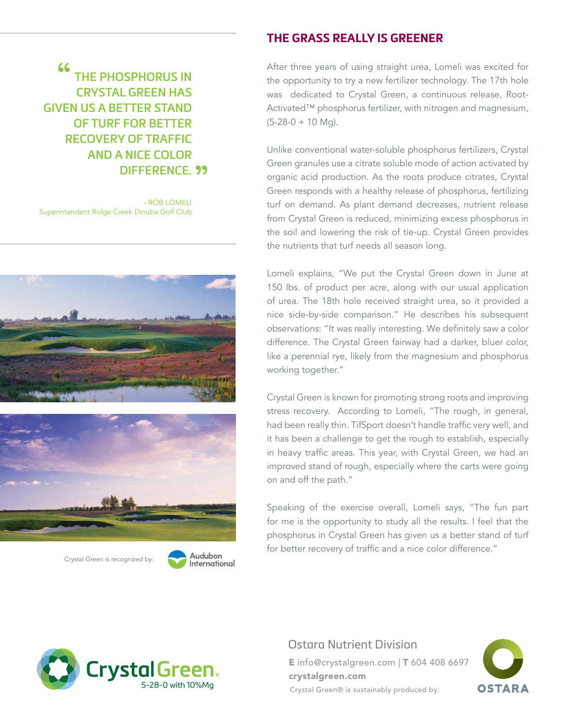> "THE PHOSPHORUS IN CRYSTAL GREEN HAS GIVEN US A BETTER STAND OF TURF FOR BETTER RECOVERY OF TRAFFIC AND A NICE COLOR DIFFERENCE."
>
> \- ROB LOMELI
> Superintendent Ridge Creek Dinuba Golf Club

## THE GRASS REALLY IS GREENER

After three years of using straight urea, Lomeli was excited for the opportunity to try a new fertilizer technology. The 17th hole was dedicated to Crystal Green, a continuous release, Root-Activated™ phosphorus fertilizer, with nitrogen and magnesium, (5-28-0 + 10 Mg).

Unlike conventional water-soluble phosphorus fertilizers, Crystal Green granules use a citrate soluble mode of action activated by organic acid production. As the roots produce citrates, Crystal Green responds with a healthy release of phosphorus, fertilizing turf on demand. As plant demand decreases, nutrient release from Crystal Green is reduced, minimizing excess phosphorus in the soil and lowering the risk of tie-up. Crystal Green provides the nutrients that turf needs all season long.

Lomeli explains, "We put the Crystal Green down in June at 150 lbs. of product per acre, along with our usual application of urea. The 18th hole received straight urea, so it provided a nice side-by-side comparison." He describes his subsequent observations: "It was really interesting. We definitely saw a color difference. The Crystal Green fairway had a darker, bluer color, like a perennial rye, likely from the magnesium and phosphorus working together."

Crystal Green is known for promoting strong roots and improving stress recovery. According to Lomeli, "The rough, in general, had been really thin. TifSport doesn't handle traffic very well, and it has been a challenge to get the rough to establish, especially in heavy traffic areas. This year, with Crystal Green, we had an improved stand of rough, especially where the carts were going on and off the path."

Speaking of the exercise overall, Lomeli says, "The fun part for me is the opportunity to study all the results. I feel that the phosphorus in Crystal Green has given us a better stand of turf for better recovery of traffic and a nice color difference."

Crystal Green is recognized by: Audubon International

CrystalGreen® 5-28-0 with 10%Mg

Ostara Nutrient Division

**E** info@crystalgreen.com | **T** 604 408 6697

**crystalgreen.com**

Crystal Green® is sustainably produced by: OSTARA